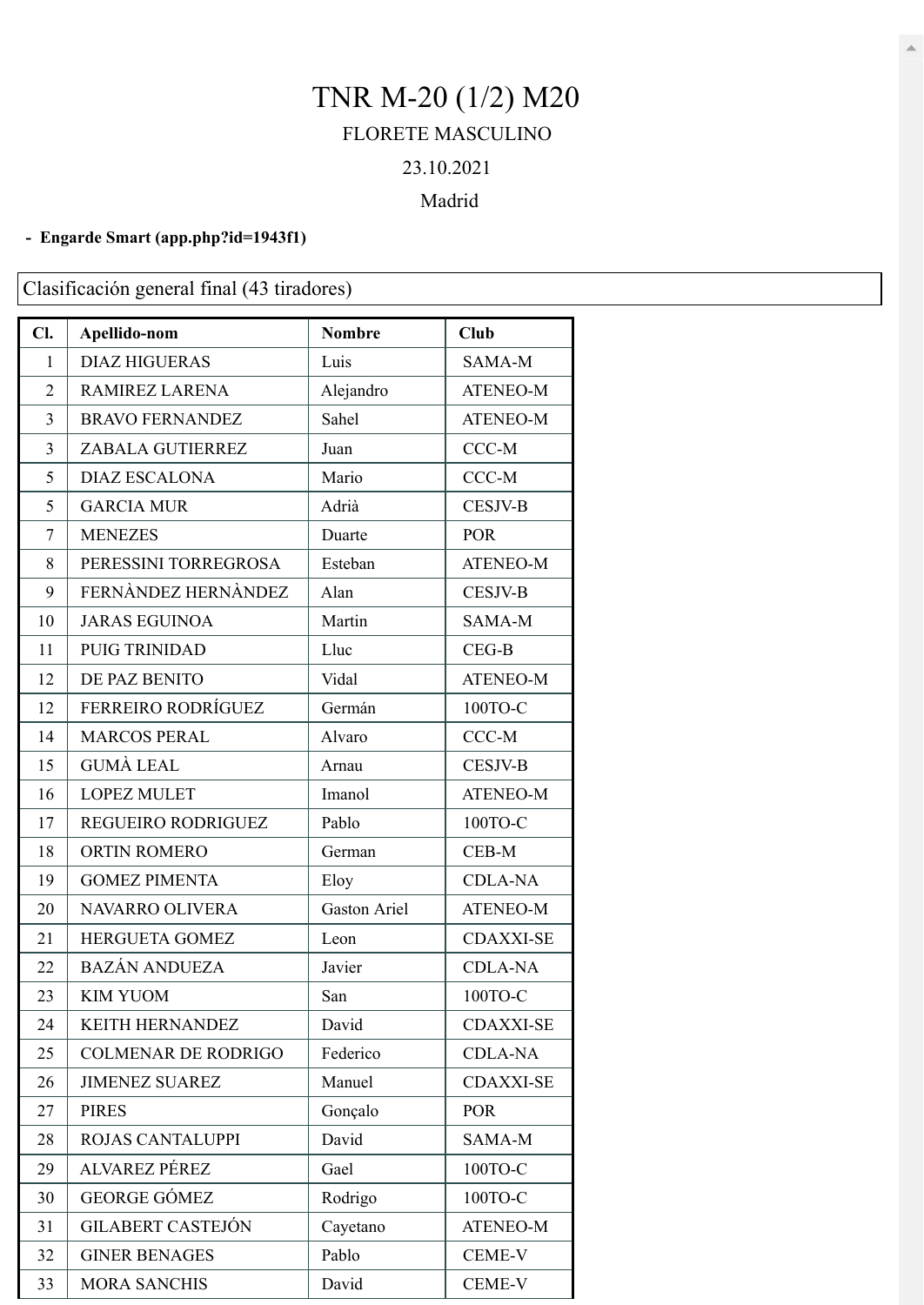# TNR M-20 (1/2) M20

FLORETE MASCULINO

23.10.2021

Madrid

- **Engarde Smart (app.php?id=1943f1)**

Clasificación general final (43 tiradores)

| Cl. | Apellido-nom | Nombre | Club |
|---|---|---|---|
| 1 | DIAZ HIGUERAS | Luis | SAMA-M |
| 2 | RAMIREZ LARENA | Alejandro | ATENEO-M |
| 3 | BRAVO FERNANDEZ | Sahel | ATENEO-M |
| 3 | ZABALA GUTIERREZ | Juan | CCC-M |
| 5 | DIAZ ESCALONA | Mario | CCC-M |
| 5 | GARCIA MUR | Adrià | CESJV-B |
| 7 | MENEZES | Duarte | POR |
| 8 | PERESSINI TORREGROSA | Esteban | ATENEO-M |
| 9 | FERNÀNDEZ HERNÀNDEZ | Alan | CESJV-B |
| 10 | JARAS EGUINOA | Martin | SAMA-M |
| 11 | PUIG TRINIDAD | Lluc | CEG-B |
| 12 | DE PAZ BENITO | Vidal | ATENEO-M |
| 12 | FERREIRO RODRÍGUEZ | Germán | 100TO-C |
| 14 | MARCOS PERAL | Alvaro | CCC-M |
| 15 | GUMÀ LEAL | Arnau | CESJV-B |
| 16 | LOPEZ MULET | Imanol | ATENEO-M |
| 17 | REGUEIRO RODRIGUEZ | Pablo | 100TO-C |
| 18 | ORTIN ROMERO | German | CEB-M |
| 19 | GOMEZ PIMENTA | Eloy | CDLA-NA |
| 20 | NAVARRO OLIVERA | Gaston Ariel | ATENEO-M |
| 21 | HERGUETA GOMEZ | Leon | CDAXXI-SE |
| 22 | BAZÁN ANDUEZA | Javier | CDLA-NA |
| 23 | KIM YUOM | San | 100TO-C |
| 24 | KEITH HERNANDEZ | David | CDAXXI-SE |
| 25 | COLMENAR DE RODRIGO | Federico | CDLA-NA |
| 26 | JIMENEZ SUAREZ | Manuel | CDAXXI-SE |
| 27 | PIRES | Gonçalo | POR |
| 28 | ROJAS CANTALUPPI | David | SAMA-M |
| 29 | ALVAREZ PÉREZ | Gael | 100TO-C |
| 30 | GEORGE GÓMEZ | Rodrigo | 100TO-C |
| 31 | GILABERT CASTEJÓN | Cayetano | ATENEO-M |
| 32 | GINER BENAGES | Pablo | CEME-V |
| 33 | MORA SANCHIS | David | CEME-V |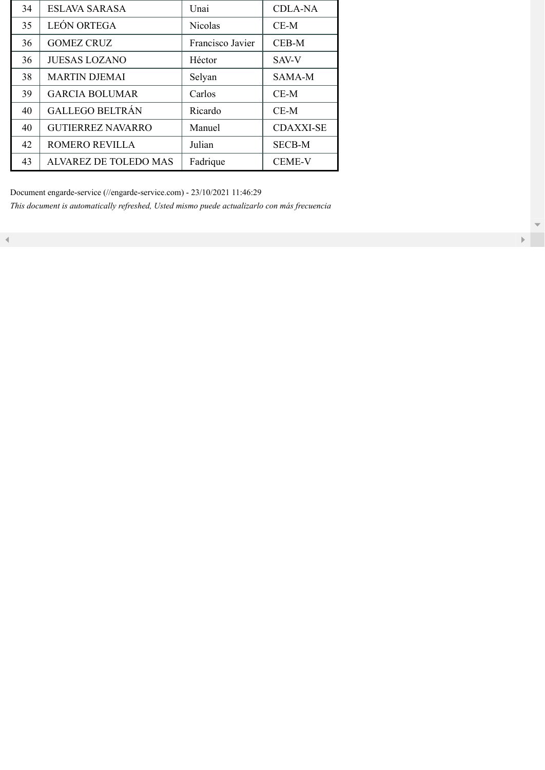| | | | |
|---|---|---|---|
| 34 | ESLAVA SARASA | Unai | CDLA-NA |
| 35 | LEÓN ORTEGA | Nicolas | CE-M |
| 36 | GOMEZ CRUZ | Francisco Javier | CEB-M |
| 36 | JUESAS LOZANO | Héctor | SAV-V |
| 38 | MARTIN DJEMAI | Selyan | SAMA-M |
| 39 | GARCIA BOLUMAR | Carlos | CE-M |
| 40 | GALLEGO BELTRÁN | Ricardo | CE-M |
| 40 | GUTIERREZ NAVARRO | Manuel | CDAXXI-SE |
| 42 | ROMERO REVILLA | Julian | SECB-M |
| 43 | ALVAREZ DE TOLEDO MAS | Fadrique | CEME-V |

Document engarde-service (//engarde-service.com) - 23/10/2021 11:46:29

*This document is automatically refreshed, Usted mismo puede actualizarlo con más frecuencia*